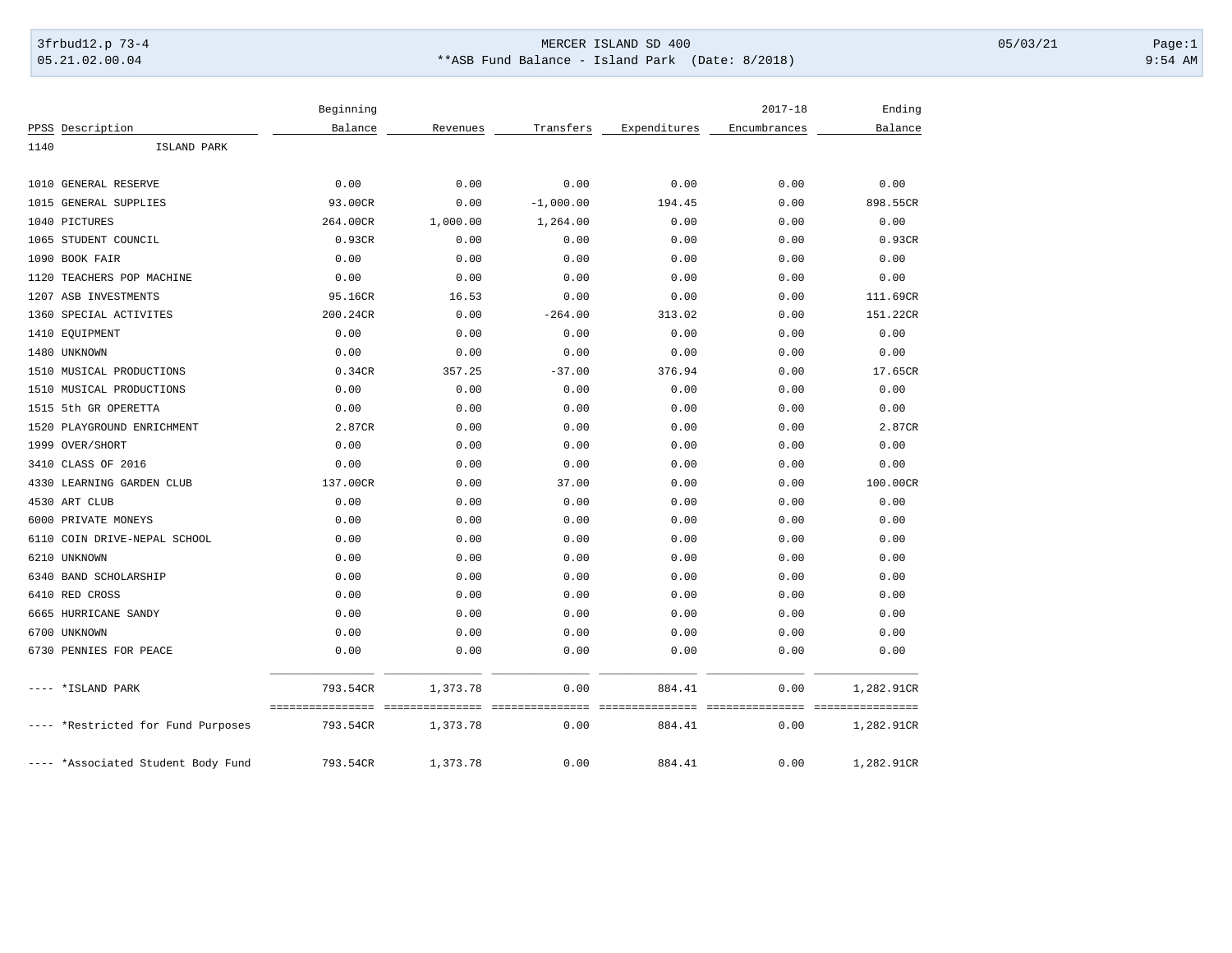3frbud12.p 73-4 MERCER ISLAND SD 400 05/03/21
05.21.02.00.04 **ASB Fund Balance - Island Park (Date: 8/2018) 9:54 AM

| PPSS | Description | Beginning Balance | Revenues | Transfers | Expenditures | 2017-18 Encumbrances | Ending Balance |
|---|---|---|---|---|---|---|---|
| 1140 | ISLAND PARK | | | | | | |
| 1010 | GENERAL RESERVE | 0.00 | 0.00 | 0.00 | 0.00 | 0.00 | 0.00 |
| 1015 | GENERAL SUPPLIES | 93.00CR | 0.00 | -1,000.00 | 194.45 | 0.00 | 898.55CR |
| 1040 | PICTURES | 264.00CR | 1,000.00 | 1,264.00 | 0.00 | 0.00 | 0.00 |
| 1065 | STUDENT COUNCIL | 0.93CR | 0.00 | 0.00 | 0.00 | 0.00 | 0.93CR |
| 1090 | BOOK FAIR | 0.00 | 0.00 | 0.00 | 0.00 | 0.00 | 0.00 |
| 1120 | TEACHERS POP MACHINE | 0.00 | 0.00 | 0.00 | 0.00 | 0.00 | 0.00 |
| 1207 | ASB INVESTMENTS | 95.16CR | 16.53 | 0.00 | 0.00 | 0.00 | 111.69CR |
| 1360 | SPECIAL ACTIVITES | 200.24CR | 0.00 | -264.00 | 313.02 | 0.00 | 151.22CR |
| 1410 | EQUIPMENT | 0.00 | 0.00 | 0.00 | 0.00 | 0.00 | 0.00 |
| 1480 | UNKNOWN | 0.00 | 0.00 | 0.00 | 0.00 | 0.00 | 0.00 |
| 1510 | MUSICAL PRODUCTIONS | 0.34CR | 357.25 | -37.00 | 376.94 | 0.00 | 17.65CR |
| 1510 | MUSICAL PRODUCTIONS | 0.00 | 0.00 | 0.00 | 0.00 | 0.00 | 0.00 |
| 1515 | 5th GR OPERETTA | 0.00 | 0.00 | 0.00 | 0.00 | 0.00 | 0.00 |
| 1520 | PLAYGROUND ENRICHMENT | 2.87CR | 0.00 | 0.00 | 0.00 | 0.00 | 2.87CR |
| 1999 | OVER/SHORT | 0.00 | 0.00 | 0.00 | 0.00 | 0.00 | 0.00 |
| 3410 | CLASS OF 2016 | 0.00 | 0.00 | 0.00 | 0.00 | 0.00 | 0.00 |
| 4330 | LEARNING GARDEN CLUB | 137.00CR | 0.00 | 37.00 | 0.00 | 0.00 | 100.00CR |
| 4530 | ART CLUB | 0.00 | 0.00 | 0.00 | 0.00 | 0.00 | 0.00 |
| 6000 | PRIVATE MONEYS | 0.00 | 0.00 | 0.00 | 0.00 | 0.00 | 0.00 |
| 6110 | COIN DRIVE-NEPAL SCHOOL | 0.00 | 0.00 | 0.00 | 0.00 | 0.00 | 0.00 |
| 6210 | UNKNOWN | 0.00 | 0.00 | 0.00 | 0.00 | 0.00 | 0.00 |
| 6340 | BAND SCHOLARSHIP | 0.00 | 0.00 | 0.00 | 0.00 | 0.00 | 0.00 |
| 6410 | RED CROSS | 0.00 | 0.00 | 0.00 | 0.00 | 0.00 | 0.00 |
| 6665 | HURRICANE SANDY | 0.00 | 0.00 | 0.00 | 0.00 | 0.00 | 0.00 |
| 6700 | UNKNOWN | 0.00 | 0.00 | 0.00 | 0.00 | 0.00 | 0.00 |
| 6730 | PENNIES FOR PEACE | 0.00 | 0.00 | 0.00 | 0.00 | 0.00 | 0.00 |
| ---- | *ISLAND PARK | 793.54CR | 1,373.78 | 0.00 | 884.41 | 0.00 | 1,282.91CR |
| ---- | *Restricted for Fund Purposes | 793.54CR | 1,373.78 | 0.00 | 884.41 | 0.00 | 1,282.91CR |
| ---- | *Associated Student Body Fund | 793.54CR | 1,373.78 | 0.00 | 884.41 | 0.00 | 1,282.91CR |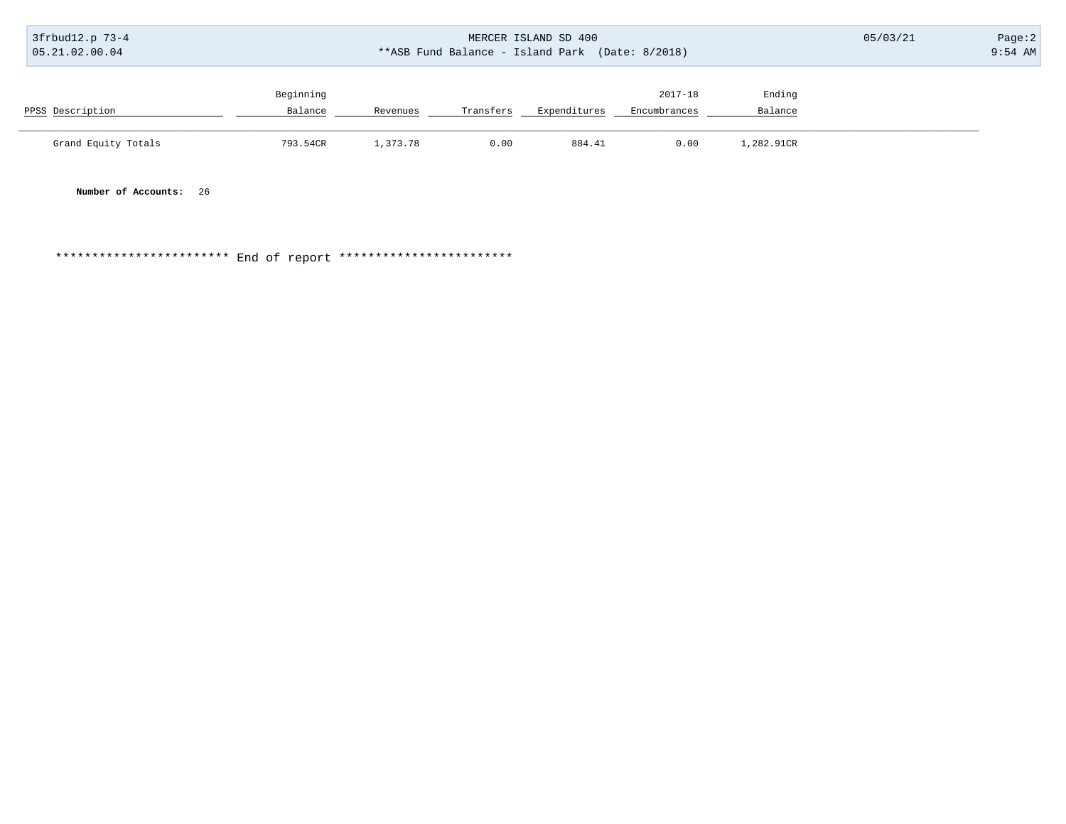| PPSS | Description | Beginning Balance | Revenues | Transfers | Expenditures | 2017-18 Encumbrances | Ending Balance |
|---|---|---|---|---|---|---|---|
| | Grand Equity Totals | 793.54CR | 1,373.78 | 0.00 | 884.41 | 0.00 | 1,282.91CR |

**Number of Accounts:** 26

************************ End of report ************************